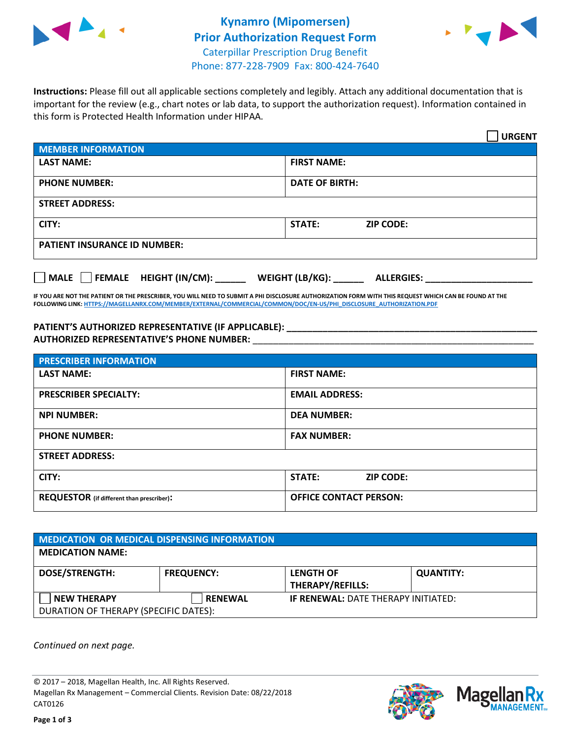# Kynamro (Mipomersen) Prior Authorization Request Form

Caterpillar Prescription Drug Benefit
Phone: 877-228-7909 Fax: 800-424-7640

**Instructions:** Please fill out all applicable sections completely and legibly. Attach any additional documentation that is important for the review (e.g., chart notes or lab data, to support the authorization request). Information contained in this form is Protected Health Information under HIPAA.

☐ **URGENT**

| MEMBER INFORMATION | |
|---|---|
| **LAST NAME:** | **FIRST NAME:** |
| **PHONE NUMBER:** | **DATE OF BIRTH:** |
| **STREET ADDRESS:** | |
| **CITY:** | **STATE:** **ZIP CODE:** |
| **PATIENT INSURANCE ID NUMBER:** | |

☐ **MALE** ☐ **FEMALE** **HEIGHT (IN/CM):** ______ **WEIGHT (LB/KG):** ______ **ALLERGIES:** ____________________

**IF YOU ARE NOT THE PATIENT OR THE PRESCRIBER, YOU WILL NEED TO SUBMIT A PHI DISCLOSURE AUTHORIZATION FORM WITH THIS REQUEST WHICH CAN BE FOUND AT THE FOLLOWING LINK: HTTPS://MAGELLANRX.COM/MEMBER/EXTERNAL/COMMERCIAL/COMMON/DOC/EN-US/PHI_DISCLOSURE_AUTHORIZATION.PDF**

**PATIENT'S AUTHORIZED REPRESENTATIVE (IF APPLICABLE):** ____________________________________________
**AUTHORIZED REPRESENTATIVE'S PHONE NUMBER:** ____________________________________________

| PRESCRIBER INFORMATION | |
|---|---|
| **LAST NAME:** | **FIRST NAME:** |
| **PRESCRIBER SPECIALTY:** | **EMAIL ADDRESS:** |
| **NPI NUMBER:** | **DEA NUMBER:** |
| **PHONE NUMBER:** | **FAX NUMBER:** |
| **STREET ADDRESS:** | |
| **CITY:** | **STATE:** **ZIP CODE:** |
| **REQUESTOR** (if different than prescriber)**:** | **OFFICE CONTACT PERSON:** |

| MEDICATION OR MEDICAL DISPENSING INFORMATION | | | |
|---|---|---|---|
| **MEDICATION NAME:** | | | |
| **DOSE/STRENGTH:** | **FREQUENCY:** | **LENGTH OF THERAPY/REFILLS:** | **QUANTITY:** |
| ☐ **NEW THERAPY** | ☐ **RENEWAL** | **IF RENEWAL:** DATE THERAPY INITIATED: | |
| DURATION OF THERAPY (SPECIFIC DATES): | | | |

*Continued on next page.*

© 2017 – 2018, Magellan Health, Inc. All Rights Reserved.
Magellan Rx Management – Commercial Clients. Revision Date: 08/22/2018
CAT0126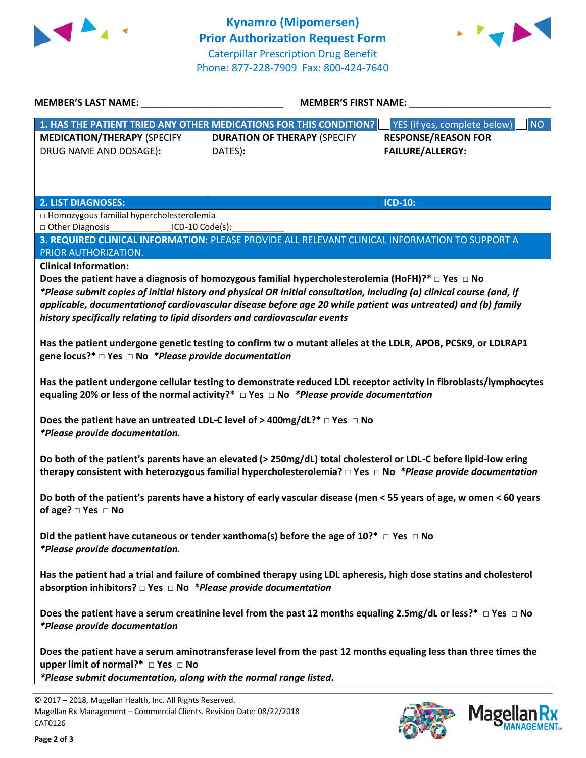# Kynamro (Mipomersen) Prior Authorization Request Form

Caterpillar Prescription Drug Benefit
Phone: 877-228-7909 Fax: 800-424-7640

**MEMBER'S LAST NAME:** ___________________________ **MEMBER'S FIRST NAME:** ___________________________

| **1. HAS THE PATIENT TRIED ANY OTHER MEDICATIONS FOR THIS CONDITION?** | | ☐ YES (if yes, complete below) ☐ NO |
|---|---|---|
| **MEDICATION/THERAPY** (SPECIFY DRUG NAME AND DOSAGE): | **DURATION OF THERAPY** (SPECIFY DATES): | **RESPONSE/REASON FOR FAILURE/ALLERGY:** |
| | | |

| **2. LIST DIAGNOSES:** | **ICD-10:** |
|---|---|
| □ Homozygous familial hypercholesterolemia<br>□ Other Diagnosis_____________ICD-10 Code(s):___________ | |

**3. REQUIRED CLINICAL INFORMATION:** PLEASE PROVIDE ALL RELEVANT CLINICAL INFORMATION TO SUPPORT A PRIOR AUTHORIZATION.

**Clinical Information:**

**Does the patient have a diagnosis of homozygous familial hypercholesterolemia (HoFH)?* □ Yes □ No**
***Please submit copies of initial history and physical OR initial consultation, including (a) clinical course (and, if applicable, documentationof cardiovascular disease before age 20 while patient was untreated) and (b) family history specifically relating to lipid disorders and cardiovascular events***

**Has the patient undergone genetic testing to confirm tw o mutant alleles at the LDLR, APOB, PCSK9, or LDLRAP1 gene locus?* □ Yes □ No** ***Please provide documentation***

**Has the patient undergone cellular testing to demonstrate reduced LDL receptor activity in fibroblasts/lymphocytes equaling 20% or less of the normal activity?* □ Yes □ No** ***Please provide documentation***

**Does the patient have an untreated LDL-C level of > 400mg/dL?* □ Yes □ No**
***Please provide documentation.***

**Do both of the patient's parents have an elevated (> 250mg/dL) total cholesterol or LDL-C before lipid-low ering therapy consistent with heterozygous familial hypercholesterolemia? □ Yes □ No** ***Please provide documentation***

**Do both of the patient's parents have a history of early vascular disease (men < 55 years of age, w omen < 60 years of age? □ Yes □ No**

**Did the patient have cutaneous or tender xanthoma(s) before the age of 10?* □ Yes □ No**
***Please provide documentation.***

**Has the patient had a trial and failure of combined therapy using LDL apheresis, high dose statins and cholesterol absorption inhibitors? □ Yes □ No** ***Please provide documentation***

**Does the patient have a serum creatinine level from the past 12 months equaling 2.5mg/dL or less?* □ Yes □ No**
***Please provide documentation***

**Does the patient have a serum aminotransferase level from the past 12 months equaling less than three times the upper limit of normal?* □ Yes □ No**
***Please submit documentation, along with the normal range listed.***

© 2017 – 2018, Magellan Health, Inc. All Rights Reserved.
Magellan Rx Management – Commercial Clients. Revision Date: 08/22/2018
CAT0126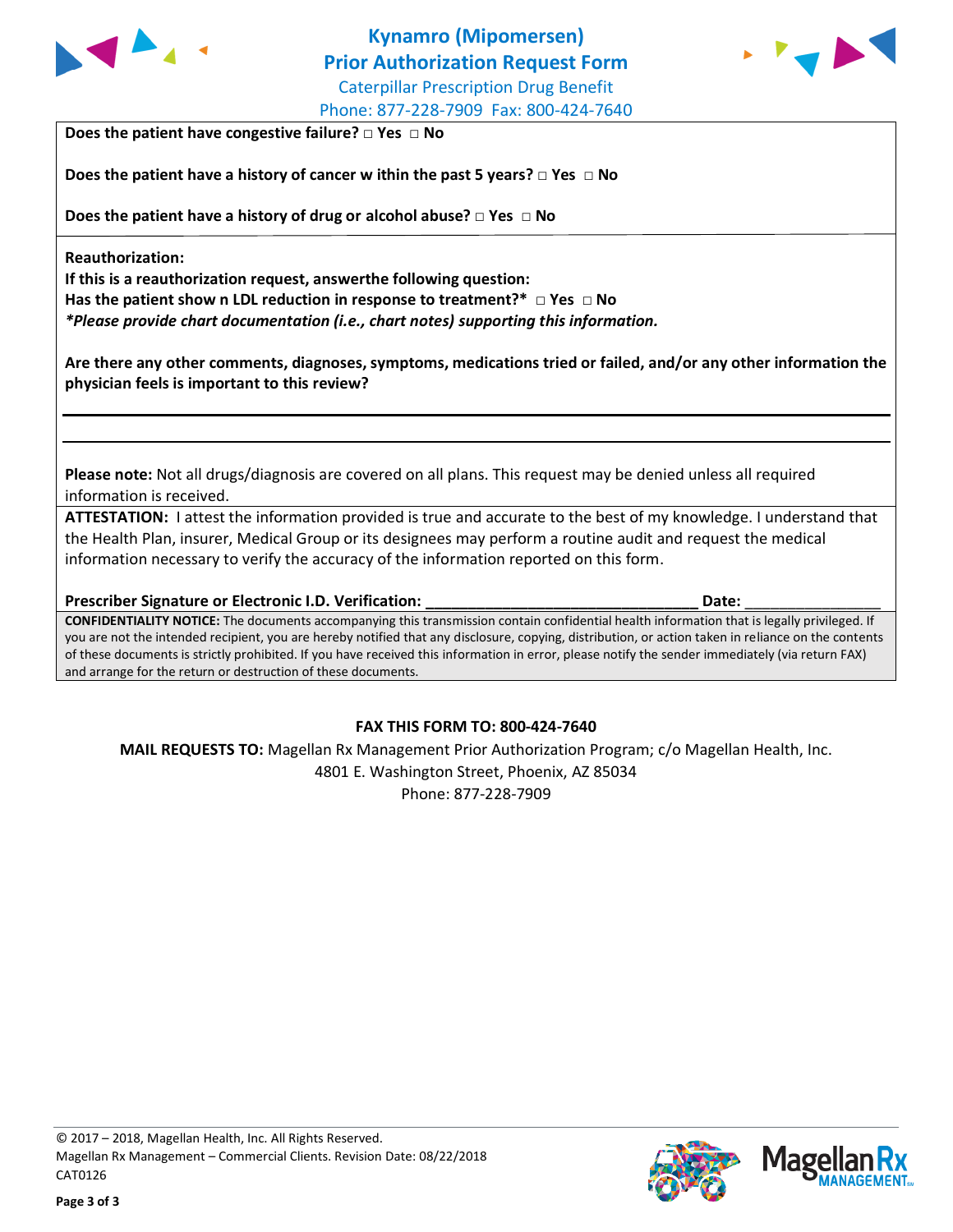Does the patient have congestive failure? □ Yes □ No

Does the patient have a history of cancer w ithin the past 5 years? □ Yes □ No

Does the patient have a history of drug or alcohol abuse? □ Yes □ No

**Reauthorization:**

**If this is a reauthorization request, answerthe following question:**

**Has the patient show n LDL reduction in response to treatment?* □ Yes □ No**

***Please provide chart documentation (i.e., chart notes) supporting this information.***

**Are there any other comments, diagnoses, symptoms, medications tried or failed, and/or any other information the physician feels is important to this review?**

---

---

**Please note:** Not all drugs/diagnosis are covered on all plans. This request may be denied unless all required information is received.

**ATTESTATION:** I attest the information provided is true and accurate to the best of my knowledge. I understand that the Health Plan, insurer, Medical Group or its designees may perform a routine audit and request the medical information necessary to verify the accuracy of the information reported on this form.

**Prescriber Signature or Electronic I.D. Verification: ________________________________ Date: ________________**

**CONFIDENTIALITY NOTICE:** The documents accompanying this transmission contain confidential health information that is legally privileged. If you are not the intended recipient, you are hereby notified that any disclosure, copying, distribution, or action taken in reliance on the contents of these documents is strictly prohibited. If you have received this information in error, please notify the sender immediately (via return FAX) and arrange for the return or destruction of these documents.

**FAX THIS FORM TO: 800-424-7640**

**MAIL REQUESTS TO:** Magellan Rx Management Prior Authorization Program; c/o Magellan Health, Inc.
4801 E. Washington Street, Phoenix, AZ 85034
Phone: 877-228-7909

© 2017 – 2018, Magellan Health, Inc. All Rights Reserved.
Magellan Rx Management – Commercial Clients. Revision Date: 08/22/2018
CAT0126